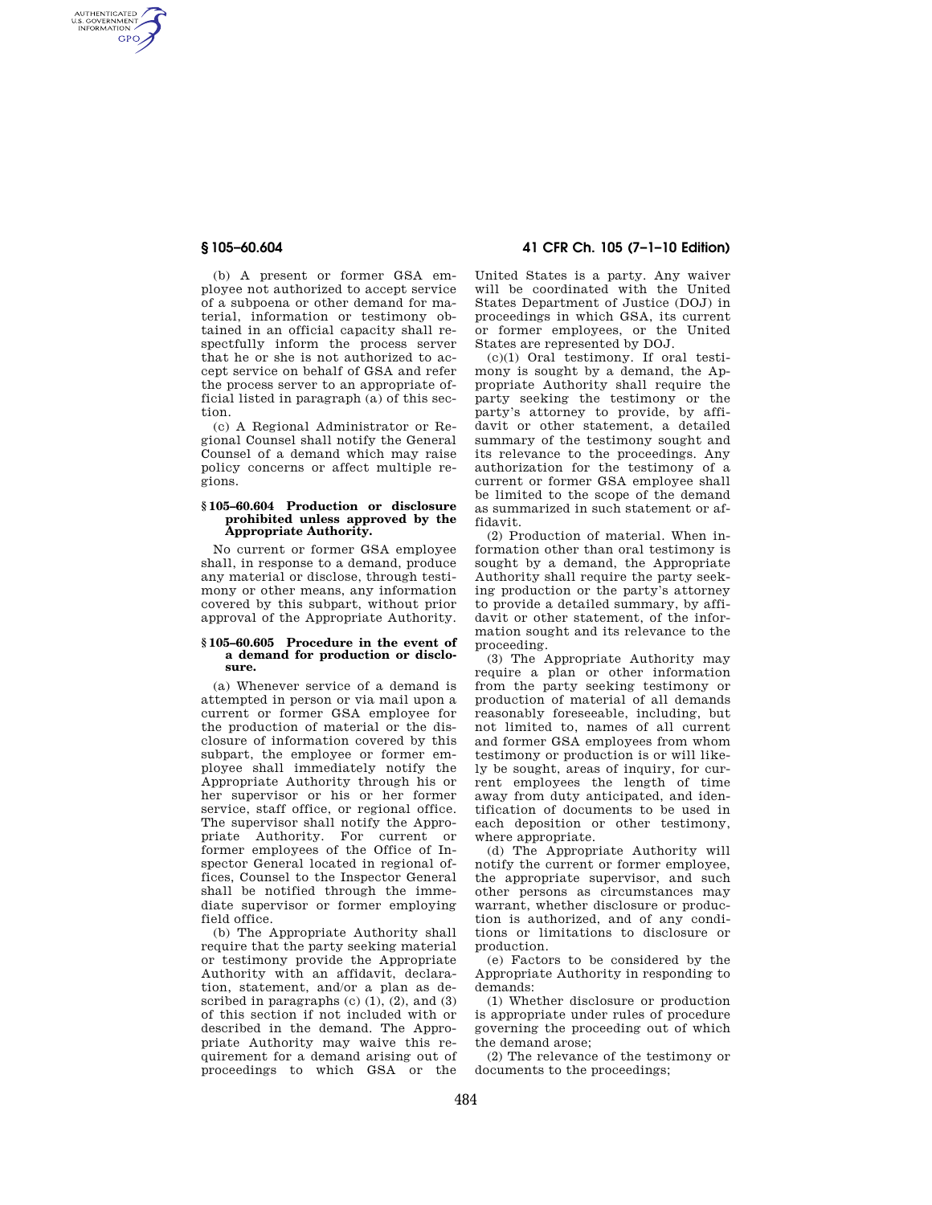(b) A present or former GSA employee not authorized to accept service of a subpoena or other demand for material, information or testimony obtained in an official capacity shall respectfully inform the process server that he or she is not authorized to accept service on behalf of GSA and refer the process server to an appropriate official listed in paragraph (a) of this section.

(c) A Regional Administrator or Regional Counsel shall notify the General Counsel of a demand which may raise policy concerns or affect multiple regions.

### § 105–60.604 Production or disclosure prohibited unless approved by the Appropriate Authority.

No current or former GSA employee shall, in response to a demand, produce any material or disclose, through testimony or other means, any information covered by this subpart, without prior approval of the Appropriate Authority.

### § 105–60.605 Procedure in the event of a demand for production or disclosure.

(a) Whenever service of a demand is attempted in person or via mail upon a current or former GSA employee for the production of material or the disclosure of information covered by this subpart, the employee or former employee shall immediately notify the Appropriate Authority through his or her supervisor or his or her former service, staff office, or regional office. The supervisor shall notify the Appropriate Authority. For current or former employees of the Office of Inspector General located in regional offices, Counsel to the Inspector General shall be notified through the immediate supervisor or former employing field office.

(b) The Appropriate Authority shall require that the party seeking material or testimony provide the Appropriate Authority with an affidavit, declaration, statement, and/or a plan as described in paragraphs (c) (1), (2), and (3) of this section if not included with or described in the demand. The Appropriate Authority may waive this requirement for a demand arising out of proceedings to which GSA or the United States is a party. Any waiver will be coordinated with the United States Department of Justice (DOJ) in proceedings in which GSA, its current or former employees, or the United States are represented by DOJ.

(c)(1) *Oral testimony.* If oral testimony is sought by a demand, the Appropriate Authority shall require the party seeking the testimony or the party's attorney to provide, by affidavit or other statement, a detailed summary of the testimony sought and its relevance to the proceedings. Any authorization for the testimony of a current or former GSA employee shall be limited to the scope of the demand as summarized in such statement or affidavit.

(2) *Production of material.* When information other than oral testimony is sought by a demand, the Appropriate Authority shall require the party seeking production or the party's attorney to provide a detailed summary, by affidavit or other statement, of the information sought and its relevance to the proceeding.

(3) The Appropriate Authority may require a plan or other information from the party seeking testimony or production of material of all demands reasonably foreseeable, including, but not limited to, names of all current and former GSA employees from whom testimony or production is or will likely be sought, areas of inquiry, for current employees the length of time away from duty anticipated, and identification of documents to be used in each deposition or other testimony, where appropriate.

(d) The Appropriate Authority will notify the current or former employee, the appropriate supervisor, and such other persons as circumstances may warrant, whether disclosure or production is authorized, and of any conditions or limitations to disclosure or production.

(e) Factors to be considered by the Appropriate Authority in responding to demands:

(1) Whether disclosure or production is appropriate under rules of procedure governing the proceeding out of which the demand arose;

(2) The relevance of the testimony or documents to the proceedings;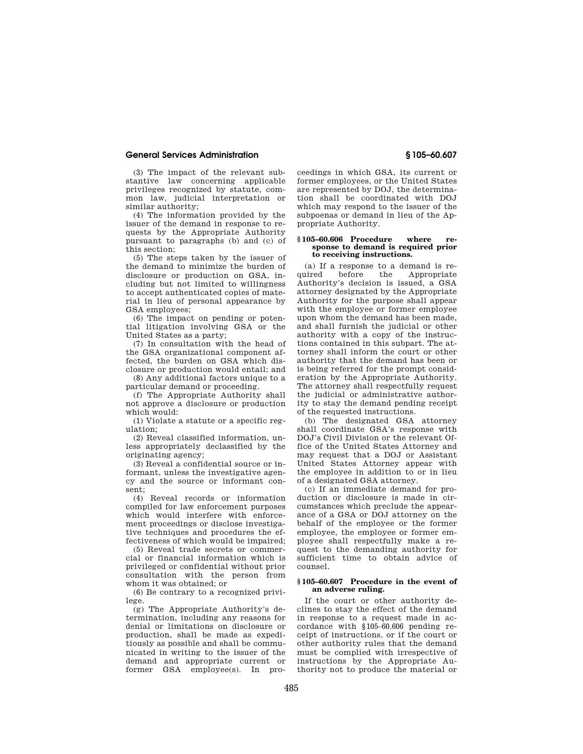(3) The impact of the relevant substantive law concerning applicable privileges recognized by statute, common law, judicial interpretation or similar authority;

(4) The information provided by the issuer of the demand in response to requests by the Appropriate Authority pursuant to paragraphs (b) and (c) of this section;

(5) The steps taken by the issuer of the demand to minimize the burden of disclosure or production on GSA, including but not limited to willingness to accept authenticated copies of material in lieu of personal appearance by GSA employees;

(6) The impact on pending or potential litigation involving GSA or the United States as a party;

(7) In consultation with the head of the GSA organizational component affected, the burden on GSA which disclosure or production would entail; and

(8) Any additional factors unique to a particular demand or proceeding.

(f) The Appropriate Authority shall not approve a disclosure or production which would:

(1) Violate a statute or a specific regulation;

(2) Reveal classified information, unless appropriately declassified by the originating agency;

(3) Reveal a confidential source or informant, unless the investigative agency and the source or informant consent;

(4) Reveal records or information compiled for law enforcement purposes which would interfere with enforcement proceedings or disclose investigative techniques and procedures the effectiveness of which would be impaired;

(5) Reveal trade secrets or commercial or financial information which is privileged or confidential without prior consultation with the person from whom it was obtained; or

(6) Be contrary to a recognized privilege.

(g) The Appropriate Authority's determination, including any reasons for denial or limitations on disclosure or production, shall be made as expeditiously as possible and shall be communicated in writing to the issuer of the demand and appropriate current or former GSA employee(s). In proceedings in which GSA, its current or former employees, or the United States are represented by DOJ, the determination shall be coordinated with DOJ which may respond to the issuer of the subpoenas or demand in lieu of the Appropriate Authority.

## § 105–60.606 Procedure where response to demand is required prior to receiving instructions.

(a) If a response to a demand is required before the Appropriate Authority's decision is issued, a GSA attorney designated by the Appropriate Authority for the purpose shall appear with the employee or former employee upon whom the demand has been made, and shall furnish the judicial or other authority with a copy of the instructions contained in this subpart. The attorney shall inform the court or other authority that the demand has been or is being referred for the prompt consideration by the Appropriate Authority. The attorney shall respectfully request the judicial or administrative authority to stay the demand pending receipt of the requested instructions.

(b) The designated GSA attorney shall coordinate GSA's response with DOJ's Civil Division or the relevant Office of the United States Attorney and may request that a DOJ or Assistant United States Attorney appear with the employee in addition to or in lieu of a designated GSA attorney.

(c) If an immediate demand for production or disclosure is made in circumstances which preclude the appearance of a GSA or DOJ attorney on the behalf of the employee or the former employee, the employee or former employee shall respectfully make a request to the demanding authority for sufficient time to obtain advice of counsel.

## § 105–60.607 Procedure in the event of an adverse ruling.

If the court or other authority declines to stay the effect of the demand in response to a request made in accordance with §105–60.606 pending receipt of instructions, or if the court or other authority rules that the demand must be complied with irrespective of instructions by the Appropriate Authority not to produce the material or